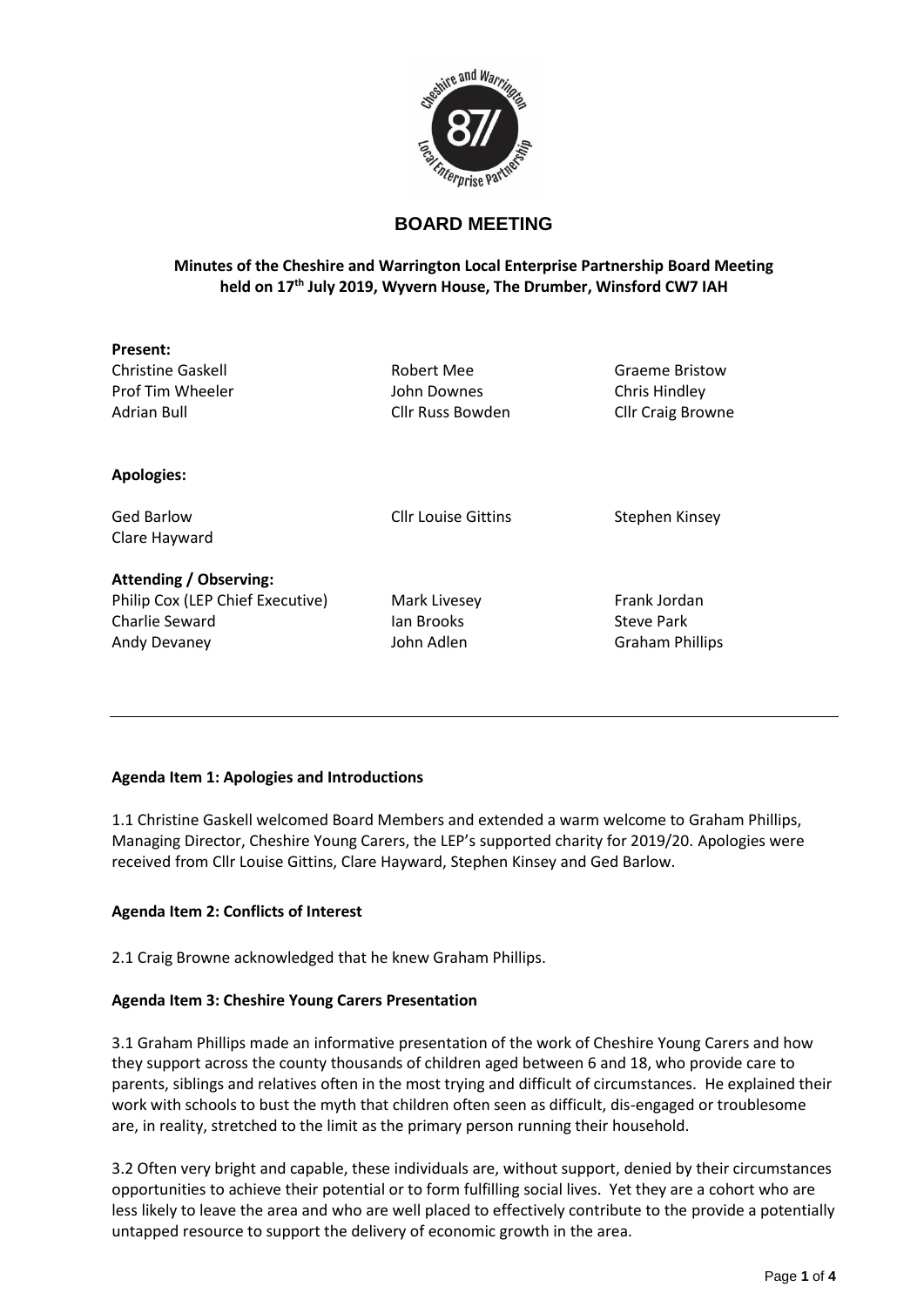# BOARD MEETING

**Minutes of the Cheshire and Warrington Local Enterprise Partnership Board Meeting held on 17th July 2019, Wyvern House, The Drumber, Winsford CW7 IAH**

**Present:**

| | | |
|---|---|---|
| Christine Gaskell | Robert Mee | Graeme Bristow |
| Prof Tim Wheeler | John Downes | Chris Hindley |
| Adrian Bull | Cllr Russ Bowden | Cllr Craig Browne |

**Apologies:**

| | | |
|---|---|---|
| Ged Barlow | Cllr Louise Gittins | Stephen Kinsey |
| Clare Hayward | | |

**Attending / Observing:**

| | | |
|---|---|---|
| Philip Cox (LEP Chief Executive) | Mark Livesey | Frank Jordan |
| Charlie Seward | Ian Brooks | Steve Park |
| Andy Devaney | John Adlen | Graham Phillips |

---

**Agenda Item 1: Apologies and Introductions**

1.1 Christine Gaskell welcomed Board Members and extended a warm welcome to Graham Phillips, Managing Director, Cheshire Young Carers, the LEP's supported charity for 2019/20. Apologies were received from Cllr Louise Gittins, Clare Hayward, Stephen Kinsey and Ged Barlow.

**Agenda Item 2: Conflicts of Interest**

2.1 Craig Browne acknowledged that he knew Graham Phillips.

**Agenda Item 3: Cheshire Young Carers Presentation**

3.1 Graham Phillips made an informative presentation of the work of Cheshire Young Carers and how they support across the county thousands of children aged between 6 and 18, who provide care to parents, siblings and relatives often in the most trying and difficult of circumstances. He explained their work with schools to bust the myth that children often seen as difficult, dis-engaged or troublesome are, in reality, stretched to the limit as the primary person running their household.

3.2 Often very bright and capable, these individuals are, without support, denied by their circumstances opportunities to achieve their potential or to form fulfilling social lives. Yet they are a cohort who are less likely to leave the area and who are well placed to effectively contribute to the provide a potentially untapped resource to support the delivery of economic growth in the area.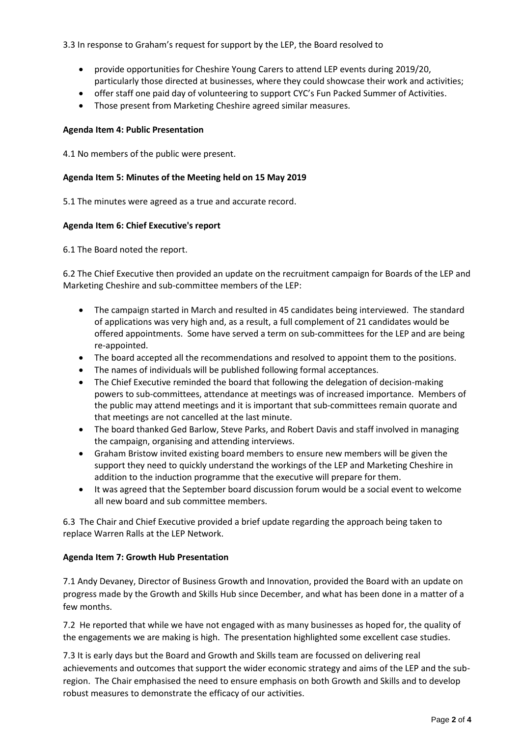3.3 In response to Graham's request for support by the LEP, the Board resolved to

- provide opportunities for Cheshire Young Carers to attend LEP events during 2019/20, particularly those directed at businesses, where they could showcase their work and activities;
- offer staff one paid day of volunteering to support CYC's Fun Packed Summer of Activities.
- Those present from Marketing Cheshire agreed similar measures.

**Agenda Item 4: Public Presentation**

4.1 No members of the public were present.

**Agenda Item 5: Minutes of the Meeting held on 15 May 2019**

5.1 The minutes were agreed as a true and accurate record.

**Agenda Item 6: Chief Executive's report**

6.1 The Board noted the report.

6.2 The Chief Executive then provided an update on the recruitment campaign for Boards of the LEP and Marketing Cheshire and sub-committee members of the LEP:

- The campaign started in March and resulted in 45 candidates being interviewed. The standard of applications was very high and, as a result, a full complement of 21 candidates would be offered appointments. Some have served a term on sub-committees for the LEP and are being re-appointed.
- The board accepted all the recommendations and resolved to appoint them to the positions.
- The names of individuals will be published following formal acceptances.
- The Chief Executive reminded the board that following the delegation of decision-making powers to sub-committees, attendance at meetings was of increased importance. Members of the public may attend meetings and it is important that sub-committees remain quorate and that meetings are not cancelled at the last minute.
- The board thanked Ged Barlow, Steve Parks, and Robert Davis and staff involved in managing the campaign, organising and attending interviews.
- Graham Bristow invited existing board members to ensure new members will be given the support they need to quickly understand the workings of the LEP and Marketing Cheshire in addition to the induction programme that the executive will prepare for them.
- It was agreed that the September board discussion forum would be a social event to welcome all new board and sub committee members.

6.3 The Chair and Chief Executive provided a brief update regarding the approach being taken to replace Warren Ralls at the LEP Network.

**Agenda Item 7: Growth Hub Presentation**

7.1 Andy Devaney, Director of Business Growth and Innovation, provided the Board with an update on progress made by the Growth and Skills Hub since December, and what has been done in a matter of a few months.

7.2 He reported that while we have not engaged with as many businesses as hoped for, the quality of the engagements we are making is high. The presentation highlighted some excellent case studies.

7.3 It is early days but the Board and Growth and Skills team are focussed on delivering real achievements and outcomes that support the wider economic strategy and aims of the LEP and the sub-region. The Chair emphasised the need to ensure emphasis on both Growth and Skills and to develop robust measures to demonstrate the efficacy of our activities.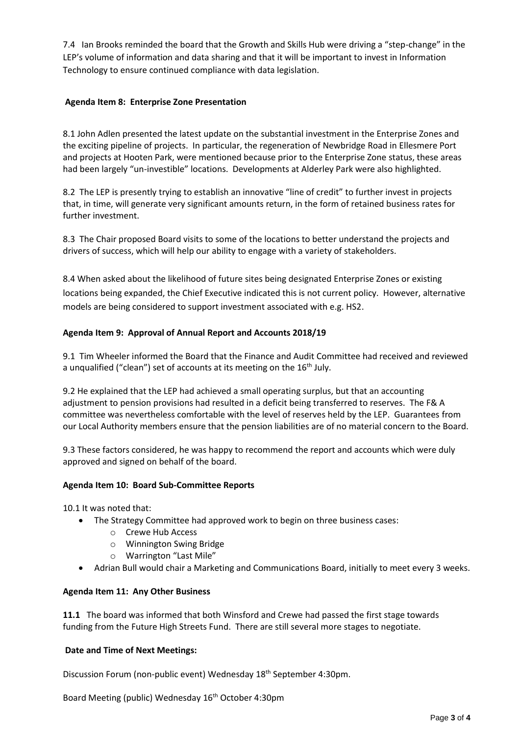7.4 Ian Brooks reminded the board that the Growth and Skills Hub were driving a "step-change" in the LEP's volume of information and data sharing and that it will be important to invest in Information Technology to ensure continued compliance with data legislation.

**Agenda Item 8: Enterprise Zone Presentation**

8.1 John Adlen presented the latest update on the substantial investment in the Enterprise Zones and the exciting pipeline of projects. In particular, the regeneration of Newbridge Road in Ellesmere Port and projects at Hooten Park, were mentioned because prior to the Enterprise Zone status, these areas had been largely "un-investible" locations. Developments at Alderley Park were also highlighted.

8.2 The LEP is presently trying to establish an innovative "line of credit" to further invest in projects that, in time, will generate very significant amounts return, in the form of retained business rates for further investment.

8.3 The Chair proposed Board visits to some of the locations to better understand the projects and drivers of success, which will help our ability to engage with a variety of stakeholders.

8.4 When asked about the likelihood of future sites being designated Enterprise Zones or existing locations being expanded, the Chief Executive indicated this is not current policy. However, alternative models are being considered to support investment associated with e.g. HS2.

**Agenda Item 9: Approval of Annual Report and Accounts 2018/19**

9.1 Tim Wheeler informed the Board that the Finance and Audit Committee had received and reviewed a unqualified ("clean") set of accounts at its meeting on the 16th July.

9.2 He explained that the LEP had achieved a small operating surplus, but that an accounting adjustment to pension provisions had resulted in a deficit being transferred to reserves. The F& A committee was nevertheless comfortable with the level of reserves held by the LEP. Guarantees from our Local Authority members ensure that the pension liabilities are of no material concern to the Board.

9.3 These factors considered, he was happy to recommend the report and accounts which were duly approved and signed on behalf of the board.

**Agenda Item 10: Board Sub-Committee Reports**

10.1 It was noted that:

- The Strategy Committee had approved work to begin on three business cases:
  - Crewe Hub Access
  - Winnington Swing Bridge
  - Warrington "Last Mile"
- Adrian Bull would chair a Marketing and Communications Board, initially to meet every 3 weeks.

**Agenda Item 11: Any Other Business**

**11.1** The board was informed that both Winsford and Crewe had passed the first stage towards funding from the Future High Streets Fund. There are still several more stages to negotiate.

**Date and Time of Next Meetings:**

Discussion Forum (non-public event) Wednesday 18th September 4:30pm.

Board Meeting (public) Wednesday 16th October 4:30pm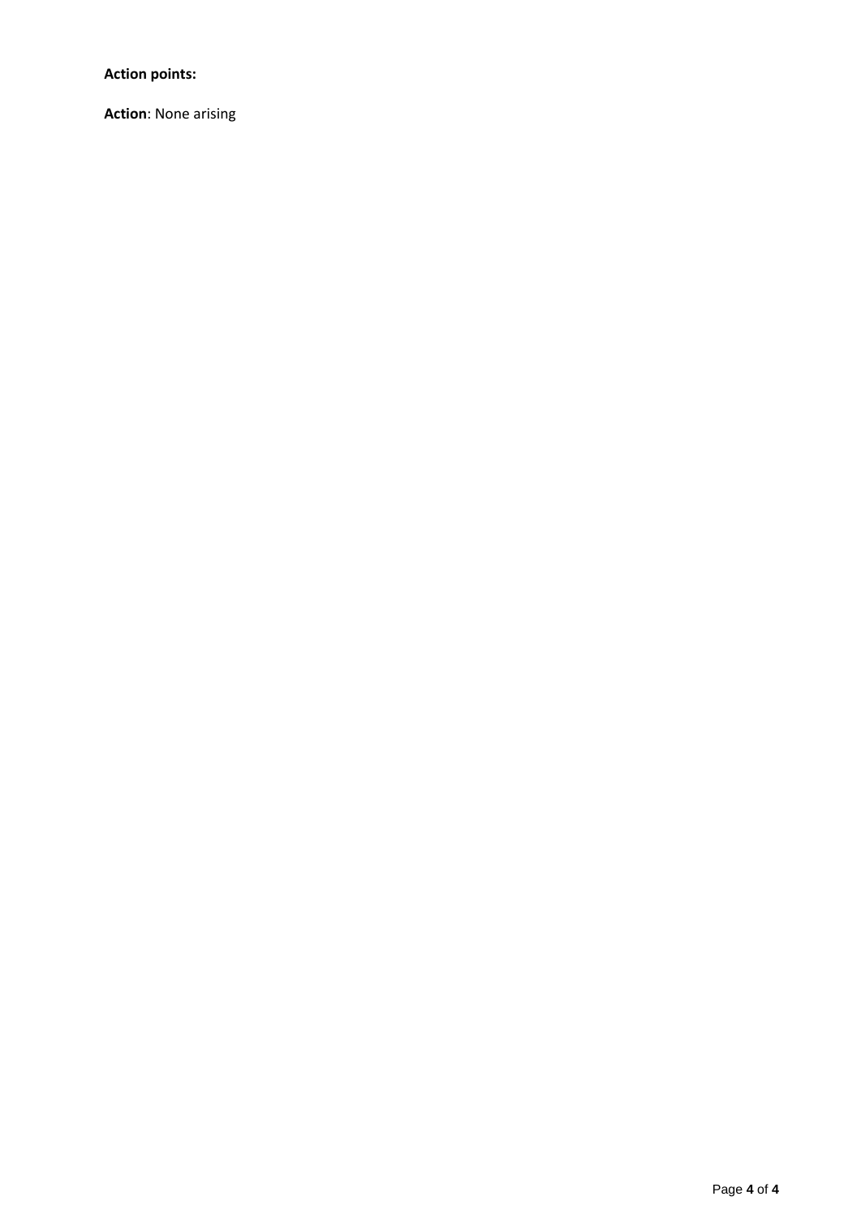**Action points:**

**Action**: None arising